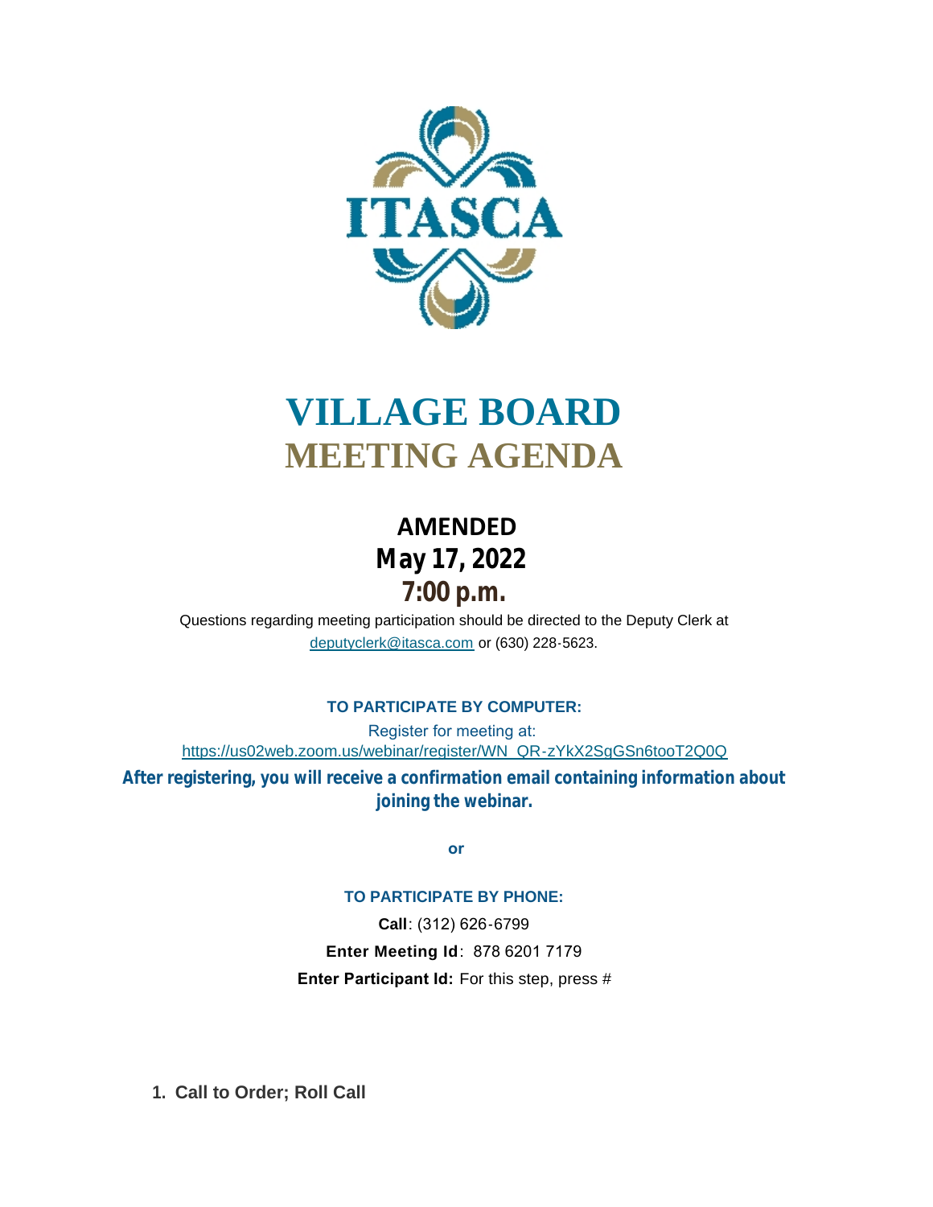# VILLAGE BOARD
# MEETING AGENDA

## AMENDED
## May 17, 2022
## 7:00 p.m.

Questions regarding meeting participation should be directed to the Deputy Clerk at deputyclerk@itasca.com or (630) 228-5623.

**TO PARTICIPATE BY COMPUTER:**

Register for meeting at:
https://us02web.zoom.us/webinar/register/WN_QR-zYkX2SgGSn6tooT2Q0Q

**After registering, you will receive a confirmation email containing information about joining the webinar.**

**or**

**TO PARTICIPATE BY PHONE:**

**Call**: (312) 626-6799

**Enter Meeting Id**: 878 6201 7179

**Enter Participant Id:** For this step, press #

**1. Call to Order; Roll Call**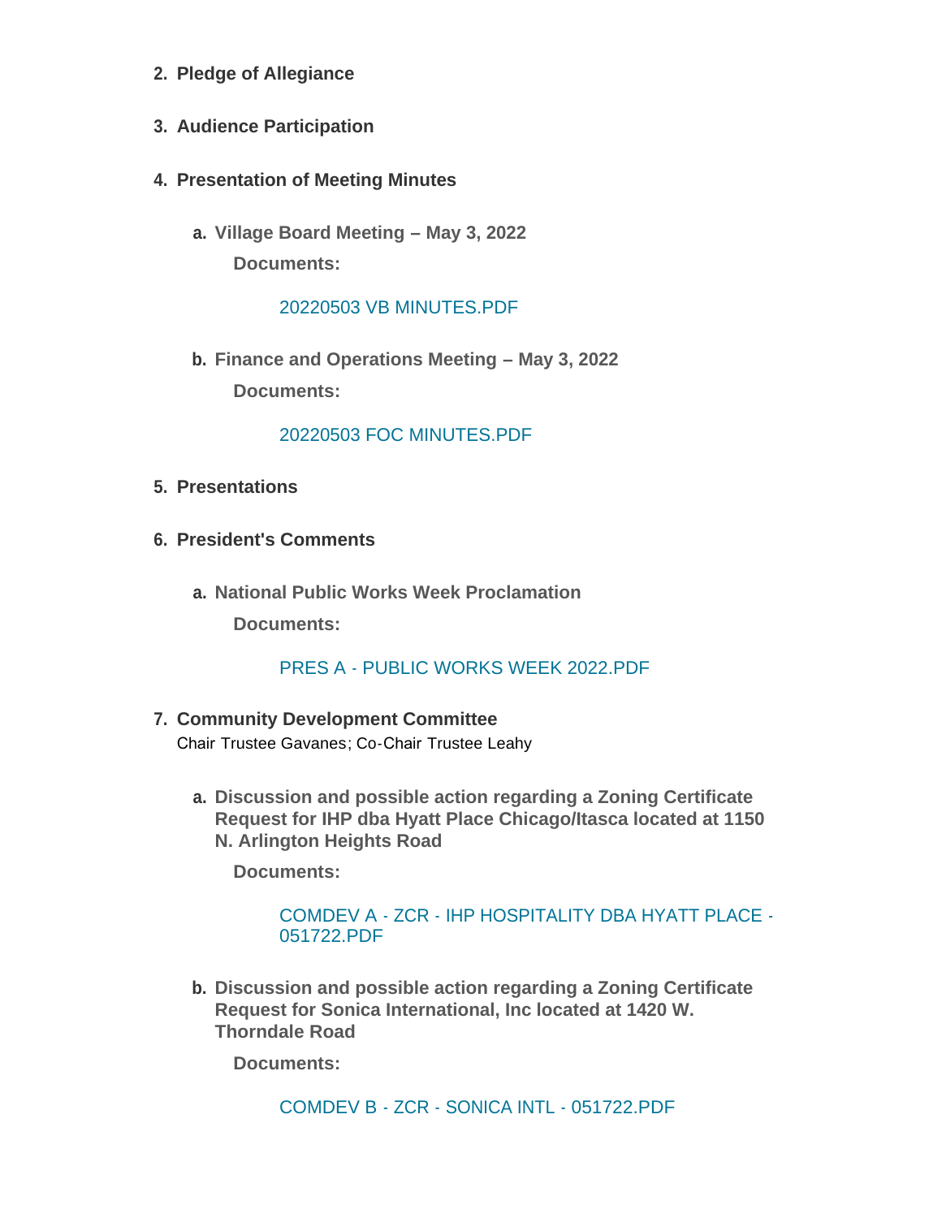2. **Pledge of Allegiance**

3. **Audience Participation**

4. **Presentation of Meeting Minutes**

   a. **Village Board Meeting – May 3, 2022**

      **Documents:**

      20220503 VB MINUTES.PDF

   b. **Finance and Operations Meeting – May 3, 2022**

      **Documents:**

      20220503 FOC MINUTES.PDF

5. **Presentations**

6. **President's Comments**

   a. **National Public Works Week Proclamation**

      **Documents:**

      PRES A - PUBLIC WORKS WEEK 2022.PDF

7. **Community Development Committee**

   Chair Trustee Gavanes; Co-Chair Trustee Leahy

   a. **Discussion and possible action regarding a Zoning Certificate Request for IHP dba Hyatt Place Chicago/Itasca located at 1150 N. Arlington Heights Road**

      **Documents:**

      COMDEV A - ZCR - IHP HOSPITALITY DBA HYATT PLACE - 051722.PDF

   b. **Discussion and possible action regarding a Zoning Certificate Request for Sonica International, Inc located at 1420 W. Thorndale Road**

      **Documents:**

      COMDEV B - ZCR - SONICA INTL - 051722.PDF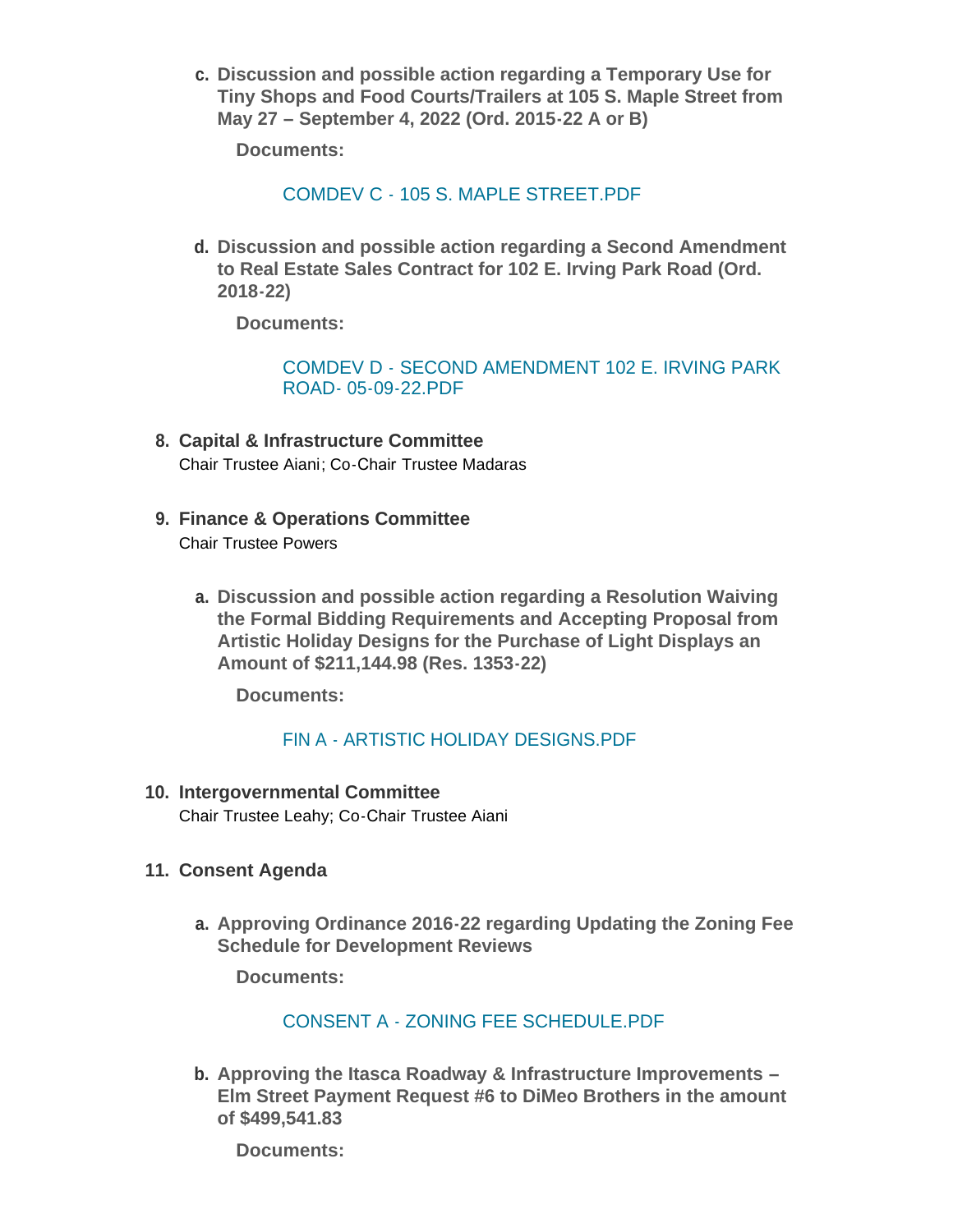c. **Discussion and possible action regarding a Temporary Use for Tiny Shops and Food Courts/Trailers at 105 S. Maple Street from May 27 – September 4, 2022 (Ord. 2015-22 A or B)**

   **Documents:**

   COMDEV C - 105 S. MAPLE STREET.PDF

d. **Discussion and possible action regarding a Second Amendment to Real Estate Sales Contract for 102 E. Irving Park Road (Ord. 2018-22)**

   **Documents:**

   COMDEV D - SECOND AMENDMENT 102 E. IRVING PARK ROAD- 05-09-22.PDF

8. **Capital & Infrastructure Committee**
   Chair Trustee Aiani; Co-Chair Trustee Madaras

9. **Finance & Operations Committee**
   Chair Trustee Powers

   a. **Discussion and possible action regarding a Resolution Waiving the Formal Bidding Requirements and Accepting Proposal from Artistic Holiday Designs for the Purchase of Light Displays an Amount of $211,144.98 (Res. 1353-22)**

      **Documents:**

      FIN A - ARTISTIC HOLIDAY DESIGNS.PDF

10. **Intergovernmental Committee**
    Chair Trustee Leahy; Co-Chair Trustee Aiani

11. **Consent Agenda**

    a. **Approving Ordinance 2016-22 regarding Updating the Zoning Fee Schedule for Development Reviews**

       **Documents:**

       CONSENT A - ZONING FEE SCHEDULE.PDF

    b. **Approving the Itasca Roadway & Infrastructure Improvements – Elm Street Payment Request #6 to DiMeo Brothers in the amount of $499,541.83**

       **Documents:**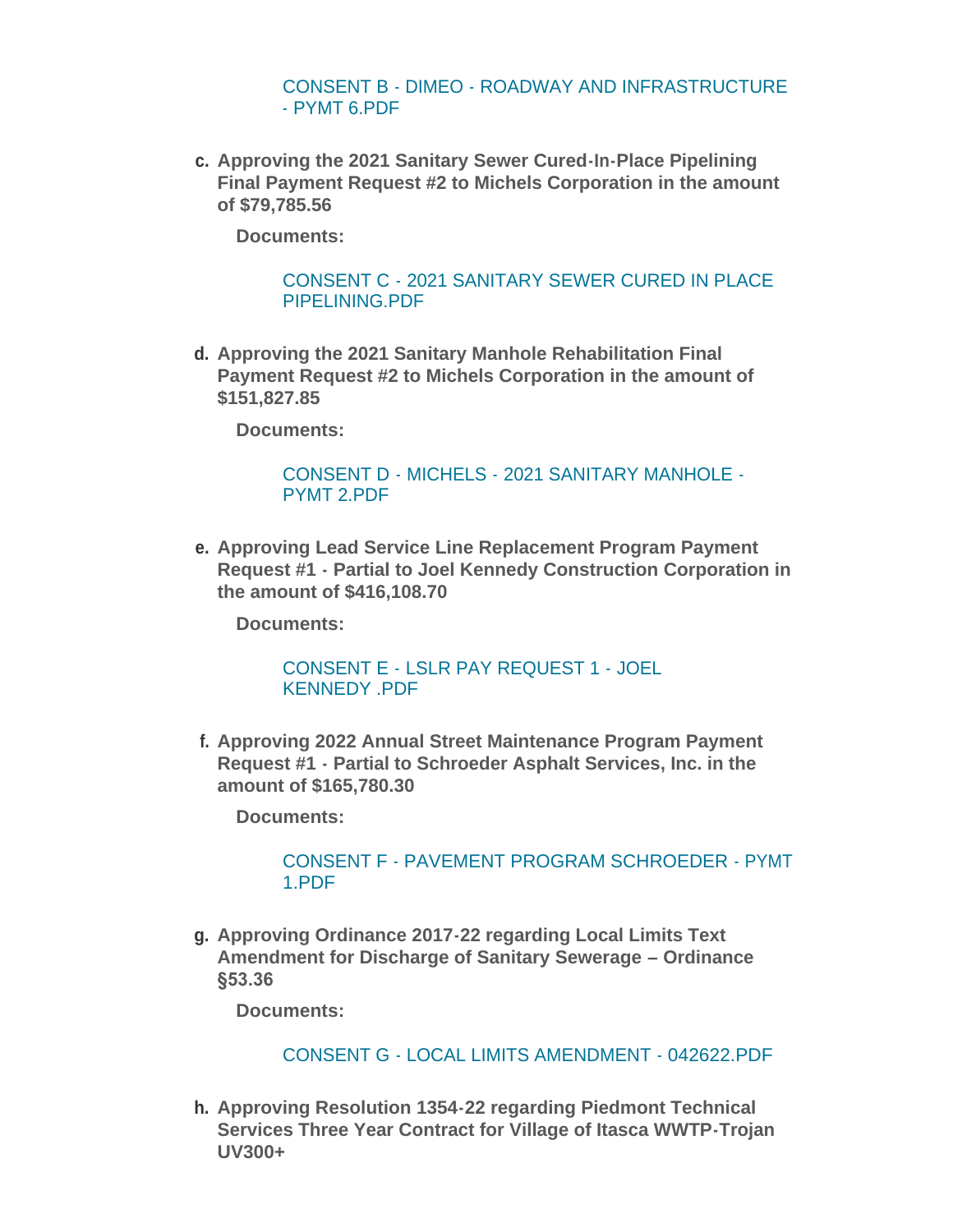CONSENT B - DIMEO - ROADWAY AND INFRASTRUCTURE - PYMT 6.PDF

c. **Approving the 2021 Sanitary Sewer Cured-In-Place Pipelining Final Payment Request #2 to Michels Corporation in the amount of $79,785.56**

   **Documents:**

   CONSENT C - 2021 SANITARY SEWER CURED IN PLACE PIPELINING.PDF

d. **Approving the 2021 Sanitary Manhole Rehabilitation Final Payment Request #2 to Michels Corporation in the amount of $151,827.85**

   **Documents:**

   CONSENT D - MICHELS - 2021 SANITARY MANHOLE - PYMT 2.PDF

e. **Approving Lead Service Line Replacement Program Payment Request #1 - Partial to Joel Kennedy Construction Corporation in the amount of $416,108.70**

   **Documents:**

   CONSENT E - LSLR PAY REQUEST 1 - JOEL KENNEDY .PDF

f. **Approving 2022 Annual Street Maintenance Program Payment Request #1 - Partial to Schroeder Asphalt Services, Inc. in the amount of $165,780.30**

   **Documents:**

   CONSENT F - PAVEMENT PROGRAM SCHROEDER - PYMT 1.PDF

g. **Approving Ordinance 2017-22 regarding Local Limits Text Amendment for Discharge of Sanitary Sewerage – Ordinance §53.36**

   **Documents:**

   CONSENT G - LOCAL LIMITS AMENDMENT - 042622.PDF

h. **Approving Resolution 1354-22 regarding Piedmont Technical Services Three Year Contract for Village of Itasca WWTP-Trojan UV300+**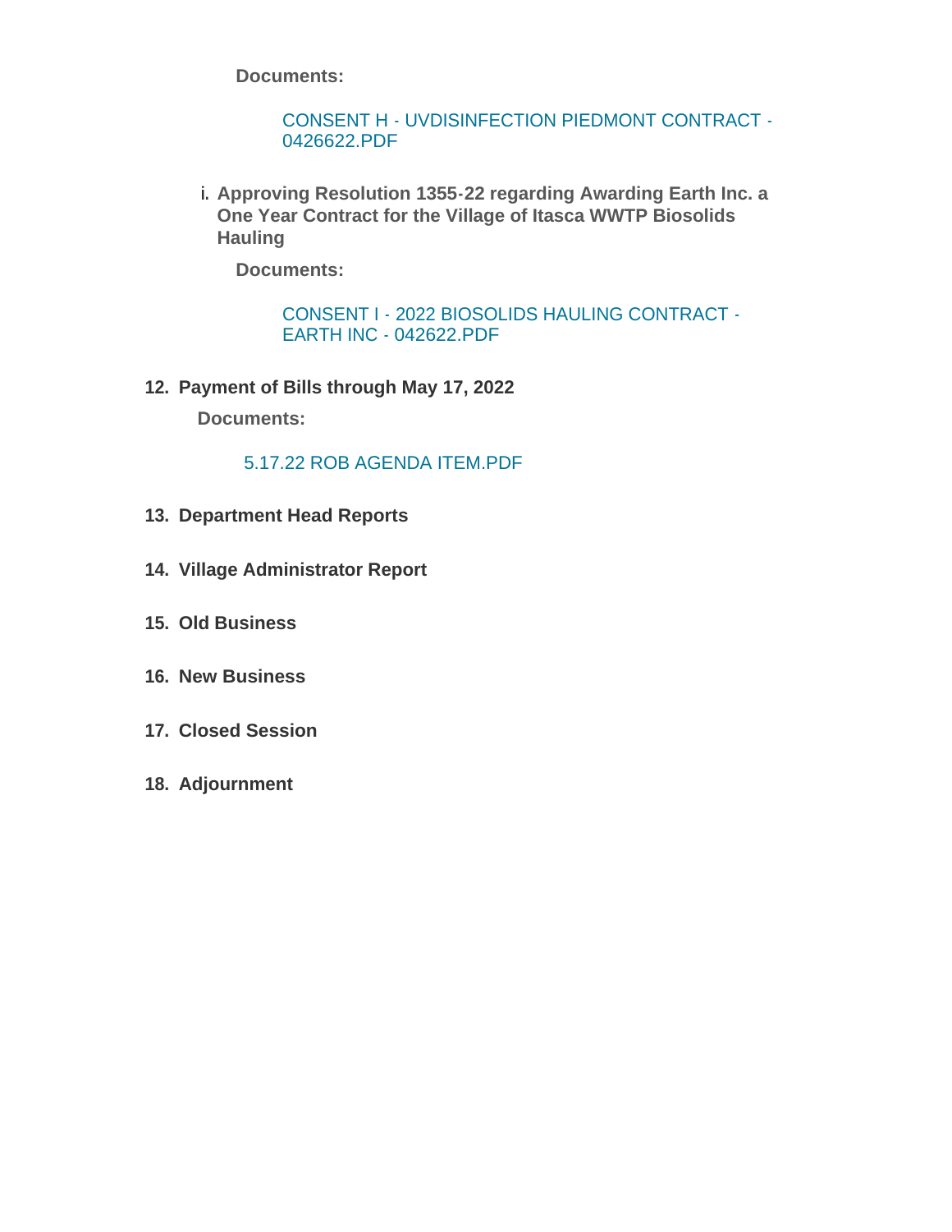Documents:

CONSENT H - UVDISINFECTION PIEDMONT CONTRACT - 0426622.PDF

i. **Approving Resolution 1355-22 regarding Awarding Earth Inc. a One Year Contract for the Village of Itasca WWTP Biosolids Hauling**

Documents:

CONSENT I - 2022 BIOSOLIDS HAULING CONTRACT - EARTH INC - 042622.PDF

12. **Payment of Bills through May 17, 2022**

Documents:

5.17.22 ROB AGENDA ITEM.PDF

13. **Department Head Reports**

14. **Village Administrator Report**

15. **Old Business**

16. **New Business**

17. **Closed Session**

18. **Adjournment**